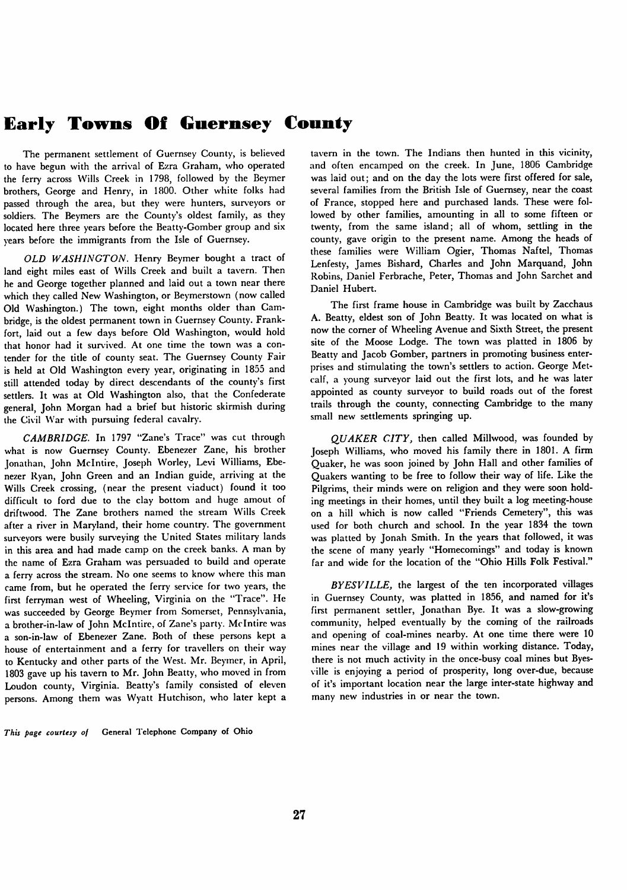# Early Towns Of Guernsey County

The permanent settlement of Guernsey County, is believed to have begun with the arrival of Ezra Graham, who operated the ferry across Wills Creek in 1798, followed by the Beymer brothers, George and Henry, in 1800. Other white folks had passed through the area, but they were hunters, surveyors or soldiers. The Beymers are the County's oldest family, as they located here three years before the Beatty-Gomber group and six years before the immigrants from the Isle of Guernsey.

*OLD WASHINGTON.* Henry Beymer bought a tract of land eight miles east of Wills Creek and built a tavern. Then he and George together planned and laid out a town near there which they called New Washington, or Beymerstown (now called Old Washington.) The town, eight months older than Cambridge, is the oldest permanent town in Guernsey County. Frankfort, laid out a few days before Old Washington, would hold that honor had it survived. At one time the town was a contender for the title of county seat. The Guernsey County Fair is held at Old Washington every year, originating in 1855 and still attended today by direct descendants of the county's first settlers. It was at Old Washington also, that the Confederate general, John Morgan had a brief but historic skirmish during the Civil War with pursuing federal cavalry.

*CAMBRIDGE.* In 1797 "Zane's Trace" was cut through what is now Guernsey County. Ebenezer Zane, his brother Jonathan, John McIntire, Joseph Worley, Levi Williams, Ebenezer Ryan, John Green and an Indian guide, arriving at the Wills Creek crossing, (near the present viaduct) found it too difficult to ford due to the clay bottom and huge amout of driftwood. The Zane brothers named the stream Wills Creek after a river in Maryland, their home country. The government surveyors were busily surveying the United States military lands in this area and had made camp on the creek banks. A man by the name of Ezra Graham was persuaded to build and operate a ferry across the stream. No one seems to know where this man came from, but he operated the ferry service for two years, the first ferryman west of Wheeling, Virginia on the "Trace". He was succeeded by George Beymer from Somerset, Pennsylvania, a brother-in-law of John McIntire, of Zane's party. McIntire was a son-in-law of Ebenezer Zane. Both of these persons kept a house of entertainment and a ferry for travellers on their way to Kentucky and other parts of the West. Mr. Beymer, in April, 1803 gave up his tavern to Mr. John Beatty, who moved in from Loudon county, Virginia. Beatty's family consisted of eleven persons. Among them was Wyatt Hutchison, who later kept a tavern in the town. The Indians then hunted in this vicinity, and often encamped on the creek. In June, 1806 Cambridge was laid out; and on the day the lots were first offered for sale, several families from the British Isle of Guernsey, near the coast of France, stopped here and purchased lands. These were followed by other families, amounting in all to some fifteen or twenty, from the same island; all of whom, settling in the county, gave origin to the present name. Among the heads of these families were William Ogier, Thomas Naftel, Thomas Lenfesty, James Bishard, Charles and John Marquand, John Robins, Daniel Ferbrache, Peter, Thomas and John Sarchet and Daniel Hubert.

The first frame house in Cambridge was built by Zacchaus A. Beatty, eldest son of John Beatty. It was located on what is now the corner of Wheeling Avenue and Sixth Street, the present site of the Moose Lodge. The town was platted in 1806 by Beatty and Jacob Gomber, partners in promoting business enterprises and stimulating the town's settlers to action. George Metcalf, a young surveyor laid out the first lots, and he was later appointed as county surveyor to build roads out of the forest trails through the county, connecting Cambridge to the many small new settlements springing up.

*QUAKER CITY,* then called Millwood, was founded by Joseph Williams, who moved his family there in 1801. A firm Quaker, he was soon joined by John Hall and other families of Quakers wanting to be free to follow their way of life. Like the Pilgrims, their minds were on religion and they were soon holding meetings in their homes, until they built a log meeting-house on a hill which is now called "Friends Cemetery", this was used for both church and school. In the year 1834 the town was platted by Jonah Smith. In the years that followed, it was the scene of many yearly "Homecomings" and today is known far and wide for the location of the "Ohio Hills Folk Festival."

*BYESVILLE,* the largest of the ten incorporated villages in Guernsey County, was platted in 1856, and named for it's first permanent settler, Jonathan Bye. It was a slow-growing community, helped eventually by the coming of the railroads and opening of coal-mines nearby. At one time there were 10 mines near the village and 19 within working distance. Today, there is not much activity in the once-busy coal mines but Byesville is enjoying a period of prosperity, long over-due, because of it's important location near the large inter-state highway and many new industries in or near the town.

*This page courtesy of* General Telephone Company of Ohio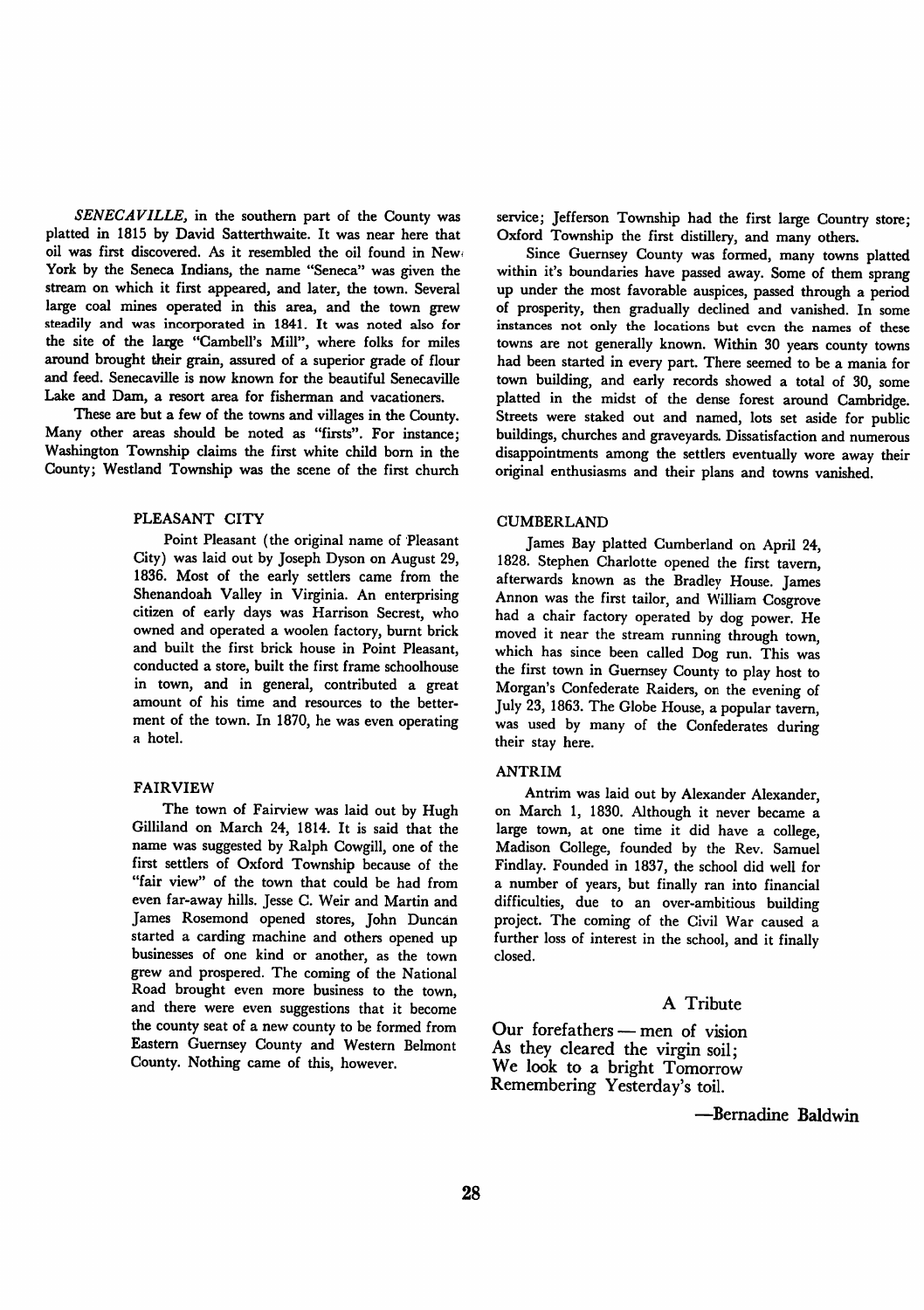*SENECAVILLE,* in the southern part of the County was platted in 1815 by David Satterthwaite. It was near here that oil was first discovered. As it resembled the oil found in New York by the Seneca Indians, the name "Seneca" was given the stream on which it first appeared, and later, the town. Several large coal mines operated in this area, and the town grew steadily and was incorporated in 1841. It was noted also for the site of the large "Cambell's Mill", where folks for miles around brought their grain, assured of a superior grade of flour and feed. Senecaville is now known for the beautiful Senecaville Lake and Dam, a resort area for fisherman and vacationers.

These are but a few of the towns and villages in the County. Many other areas should be noted as "firsts". For instance; Washington Township claims the first white child born in the County; Westland Township was the scene of the first church service; Jefferson Township had the first large Country store; Oxford Township the first distillery, and many others.

Since Guernsey County was formed, many towns platted within it's boundaries have passed away. Some of them sprang up under the most favorable auspices, passed through a period of prosperity, then gradually declined and vanished. In some instances not only the locations but even the names of these towns are not generally known. Within 30 years county towns had been started in every part. There seemed to be a mania for town building, and early records showed a total of 30, some platted in the midst of the dense forest around Cambridge. Streets were staked out and named, lots set aside for public buildings, churches and graveyards. Dissatisfaction and numerous disappointments among the settlers eventually wore away their original enthusiasms and their plans and towns vanished.

## PLEASANT CITY

Point Pleasant (the original name of Pleasant City) was laid out by Joseph Dyson on August 29, 1836. Most of the early settlers came from the Shenandoah Valley in Virginia. An enterprising citizen of early days was Harrison Secrest, who owned and operated a woolen factory, burnt brick and built the first brick house in Point Pleasant, conducted a store, built the first frame schoolhouse in town, and in general, contributed a great amount of his time and resources to the betterment of the town. In 1870, he was even operating a hotel.

## FAIRVIEW

The town of Fairview was laid out by Hugh Gilliland on March 24, 1814. It is said that the name was suggested by Ralph Cowgill, one of the first settlers of Oxford Township because of the "fair view" of the town that could be had from even far-away hills. Jesse C. Weir and Martin and James Rosemond opened stores, John Duncan started a carding machine and others opened up businesses of one kind or another, as the town grew and prospered. The coming of the National Road brought even more business to the town, and there were even suggestions that it become the county seat of a new county to be formed from Eastern Guernsey County and Western Belmont County. Nothing came of this, however.

## CUMBERLAND

James Bay platted Cumberland on April 24, 1828. Stephen Charlotte opened the first tavern, afterwards known as the Bradley House. James Annon was the first tailor, and William Cosgrove had a chair factory operated by dog power. He moved it near the stream running through town, which has since been called Dog run. This was the first town in Guernsey County to play host to Morgan's Confederate Raiders, on the evening of July 23, 1863. The Globe House, a popular tavern, was used by many of the Confederates during their stay here.

## ANTRIM

Antrim was laid out by Alexander Alexander, on March 1, 1830. Although it never became a large town, at one time it did have a college, Madison College, founded by the Rev. Samuel Findlay. Founded in 1837, the school did well for a number of years, but finally ran into financial difficulties, due to an over-ambitious building project. The coming of the Civil War caused a further loss of interest in the school, and it finally closed.

## A Tribute

Our forefathers — men of vision  
As they cleared the virgin soil;  
We look to a bright Tomorrow  
Remembering Yesterday's toil.

—Bernadine Baldwin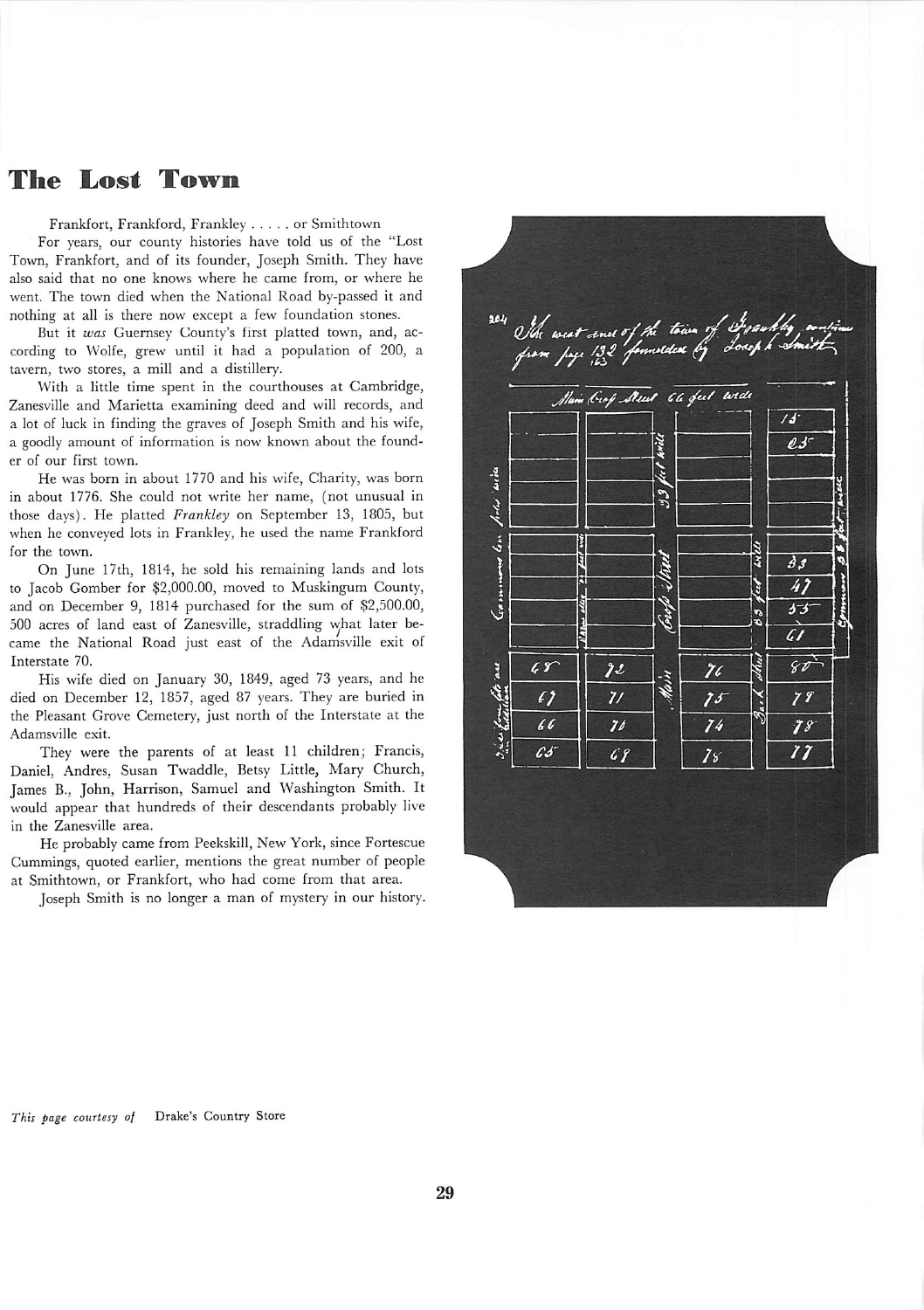# The Lost Town

Frankfort, Frankford, Frankley . . . . . or Smithtown

For years, our county histories have told us of the "Lost Town, Frankfort, and of its founder, Joseph Smith. They have also said that no one knows where he came from, or where he went. The town died when the National Road by-passed it and nothing at all is there now except a few foundation stones.

But it *was* Guernsey County's first platted town, and, according to Wolfe, grew until it had a population of 200, a tavern, two stores, a mill and a distillery.

With a little time spent in the courthouses at Cambridge, Zanesville and Marietta examining deed and will records, and a lot of luck in finding the graves of Joseph Smith and his wife, a goodly amount of information is now known about the founder of our first town.

He was born in about 1770 and his wife, Charity, was born in about 1776. She could not write her name, (not unusual in those days). He platted *Frankley* on September 13, 1805, but when he conveyed lots in Frankley, he used the name Frankford for the town.

On June 17th, 1814, he sold his remaining lands and lots to Jacob Gomber for $2,000.00, moved to Muskingum County, and on December 9, 1814 purchased for the sum of $2,500.00, 500 acres of land east of Zanesville, straddling what later became the National Road just east of the Adamsville exit of Interstate 70.

His wife died on January 30, 1849, aged 73 years, and he died on December 12, 1857, aged 87 years. They are buried in the Pleasant Grove Cemetery, just north of the Interstate at the Adamsville exit.

They were the parents of at least 11 children; Francis, Daniel, Andres, Susan Twaddle, Betsy Little, Mary Church, James B., John, Harrison, Samuel and Washington Smith. It would appear that hundreds of their descendants probably live in the Zanesville area.

He probably came from Peekskill, New York, since Fortescue Cummings, quoted earlier, mentions the great number of people at Smithtown, or Frankfort, who had come from that area.

Joseph Smith is no longer a man of mystery in our history.

204 The west end of the town of Frankley continued from page 132 163 founded by Joseph Smith

Main Cross Street 66 feet wide

33 feet wide

Cross Street

Main

Back Street

Commons ten poles wide

Commons 3 3 feet wide

15 25 33 47 55 61

68 67 66 65 72 71 70 69 76 75 74 73 80 79 78 77

*This page courtesy of* Drake's Country Store